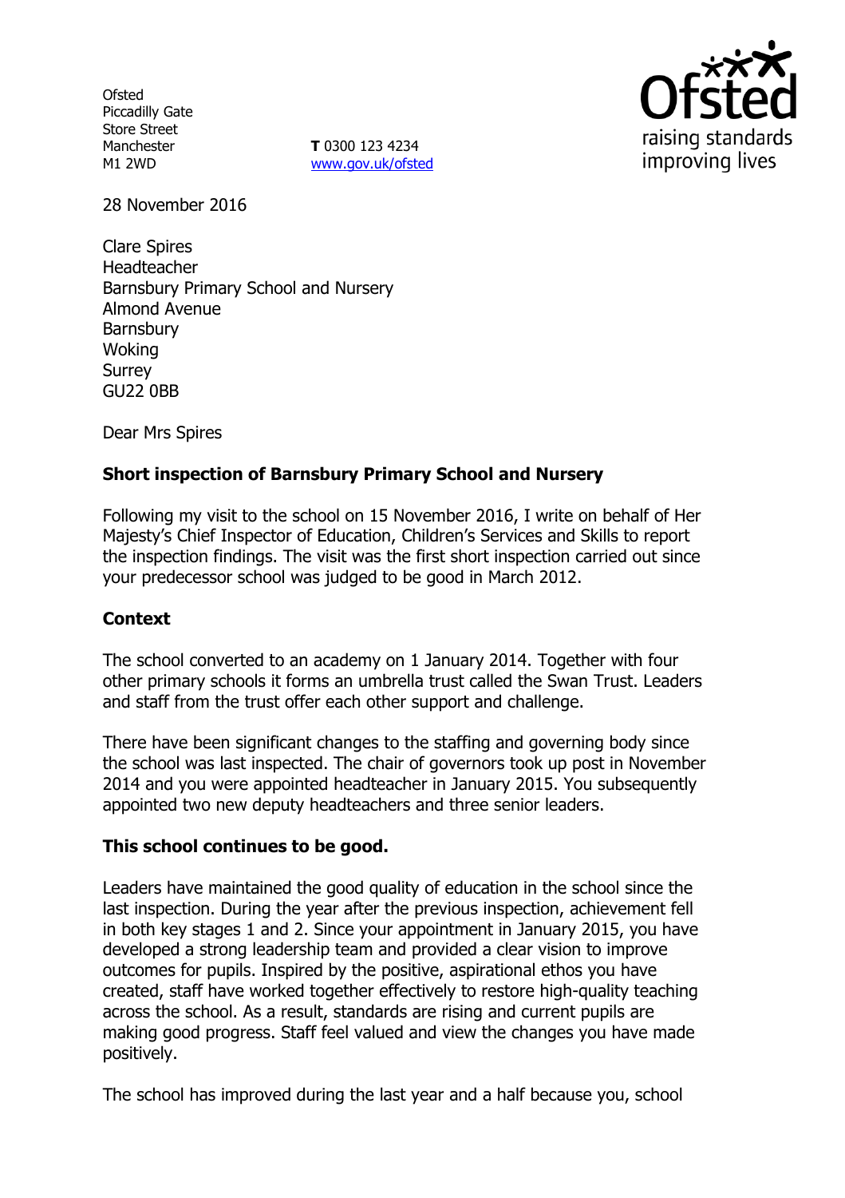Ofsted
Piccadilly Gate
Store Street
Manchester
M1 2WD

**T** 0300 123 4234
www.gov.uk/ofsted

raising standards
improving lives

28 November 2016

Clare Spires
Headteacher
Barnsbury Primary School and Nursery
Almond Avenue
Barnsbury
Woking
Surrey
GU22 0BB

Dear Mrs Spires

**Short inspection of Barnsbury Primary School and Nursery**

Following my visit to the school on 15 November 2016, I write on behalf of Her Majesty's Chief Inspector of Education, Children's Services and Skills to report the inspection findings. The visit was the first short inspection carried out since your predecessor school was judged to be good in March 2012.

**Context**

The school converted to an academy on 1 January 2014. Together with four other primary schools it forms an umbrella trust called the Swan Trust. Leaders and staff from the trust offer each other support and challenge.

There have been significant changes to the staffing and governing body since the school was last inspected. The chair of governors took up post in November 2014 and you were appointed headteacher in January 2015. You subsequently appointed two new deputy headteachers and three senior leaders.

**This school continues to be good.**

Leaders have maintained the good quality of education in the school since the last inspection. During the year after the previous inspection, achievement fell in both key stages 1 and 2. Since your appointment in January 2015, you have developed a strong leadership team and provided a clear vision to improve outcomes for pupils. Inspired by the positive, aspirational ethos you have created, staff have worked together effectively to restore high-quality teaching across the school. As a result, standards are rising and current pupils are making good progress. Staff feel valued and view the changes you have made positively.

The school has improved during the last year and a half because you, school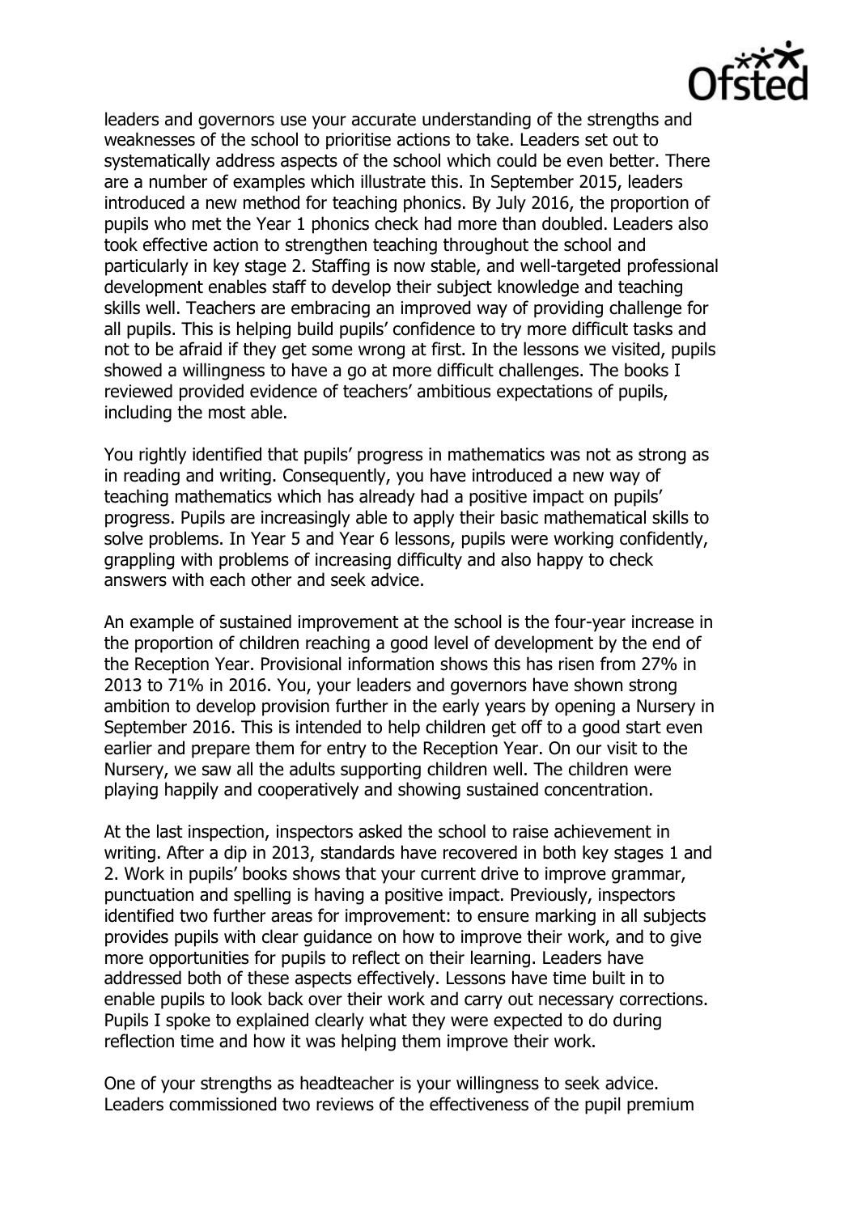leaders and governors use your accurate understanding of the strengths and weaknesses of the school to prioritise actions to take. Leaders set out to systematically address aspects of the school which could be even better. There are a number of examples which illustrate this. In September 2015, leaders introduced a new method for teaching phonics. By July 2016, the proportion of pupils who met the Year 1 phonics check had more than doubled. Leaders also took effective action to strengthen teaching throughout the school and particularly in key stage 2. Staffing is now stable, and well-targeted professional development enables staff to develop their subject knowledge and teaching skills well. Teachers are embracing an improved way of providing challenge for all pupils. This is helping build pupils' confidence to try more difficult tasks and not to be afraid if they get some wrong at first. In the lessons we visited, pupils showed a willingness to have a go at more difficult challenges. The books I reviewed provided evidence of teachers' ambitious expectations of pupils, including the most able.

You rightly identified that pupils' progress in mathematics was not as strong as in reading and writing. Consequently, you have introduced a new way of teaching mathematics which has already had a positive impact on pupils' progress. Pupils are increasingly able to apply their basic mathematical skills to solve problems. In Year 5 and Year 6 lessons, pupils were working confidently, grappling with problems of increasing difficulty and also happy to check answers with each other and seek advice.

An example of sustained improvement at the school is the four-year increase in the proportion of children reaching a good level of development by the end of the Reception Year. Provisional information shows this has risen from 27% in 2013 to 71% in 2016. You, your leaders and governors have shown strong ambition to develop provision further in the early years by opening a Nursery in September 2016. This is intended to help children get off to a good start even earlier and prepare them for entry to the Reception Year. On our visit to the Nursery, we saw all the adults supporting children well. The children were playing happily and cooperatively and showing sustained concentration.

At the last inspection, inspectors asked the school to raise achievement in writing. After a dip in 2013, standards have recovered in both key stages 1 and 2. Work in pupils' books shows that your current drive to improve grammar, punctuation and spelling is having a positive impact. Previously, inspectors identified two further areas for improvement: to ensure marking in all subjects provides pupils with clear guidance on how to improve their work, and to give more opportunities for pupils to reflect on their learning. Leaders have addressed both of these aspects effectively. Lessons have time built in to enable pupils to look back over their work and carry out necessary corrections. Pupils I spoke to explained clearly what they were expected to do during reflection time and how it was helping them improve their work.

One of your strengths as headteacher is your willingness to seek advice. Leaders commissioned two reviews of the effectiveness of the pupil premium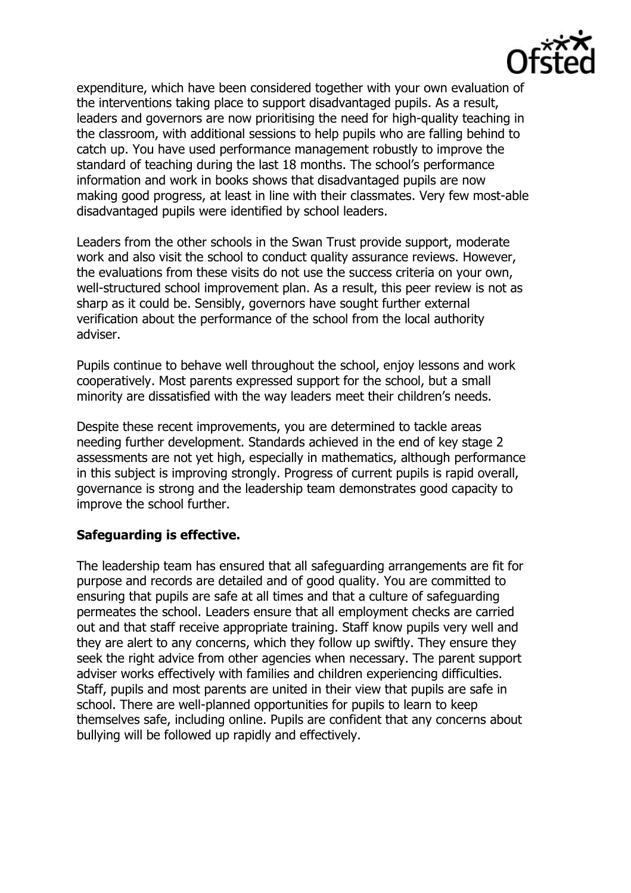expenditure, which have been considered together with your own evaluation of the interventions taking place to support disadvantaged pupils. As a result, leaders and governors are now prioritising the need for high-quality teaching in the classroom, with additional sessions to help pupils who are falling behind to catch up. You have used performance management robustly to improve the standard of teaching during the last 18 months. The school's performance information and work in books shows that disadvantaged pupils are now making good progress, at least in line with their classmates. Very few most-able disadvantaged pupils were identified by school leaders.

Leaders from the other schools in the Swan Trust provide support, moderate work and also visit the school to conduct quality assurance reviews. However, the evaluations from these visits do not use the success criteria on your own, well-structured school improvement plan. As a result, this peer review is not as sharp as it could be. Sensibly, governors have sought further external verification about the performance of the school from the local authority adviser.

Pupils continue to behave well throughout the school, enjoy lessons and work cooperatively. Most parents expressed support for the school, but a small minority are dissatisfied with the way leaders meet their children's needs.

Despite these recent improvements, you are determined to tackle areas needing further development. Standards achieved in the end of key stage 2 assessments are not yet high, especially in mathematics, although performance in this subject is improving strongly. Progress of current pupils is rapid overall, governance is strong and the leadership team demonstrates good capacity to improve the school further.

**Safeguarding is effective.**

The leadership team has ensured that all safeguarding arrangements are fit for purpose and records are detailed and of good quality. You are committed to ensuring that pupils are safe at all times and that a culture of safeguarding permeates the school. Leaders ensure that all employment checks are carried out and that staff receive appropriate training. Staff know pupils very well and they are alert to any concerns, which they follow up swiftly. They ensure they seek the right advice from other agencies when necessary. The parent support adviser works effectively with families and children experiencing difficulties. Staff, pupils and most parents are united in their view that pupils are safe in school. There are well-planned opportunities for pupils to learn to keep themselves safe, including online. Pupils are confident that any concerns about bullying will be followed up rapidly and effectively.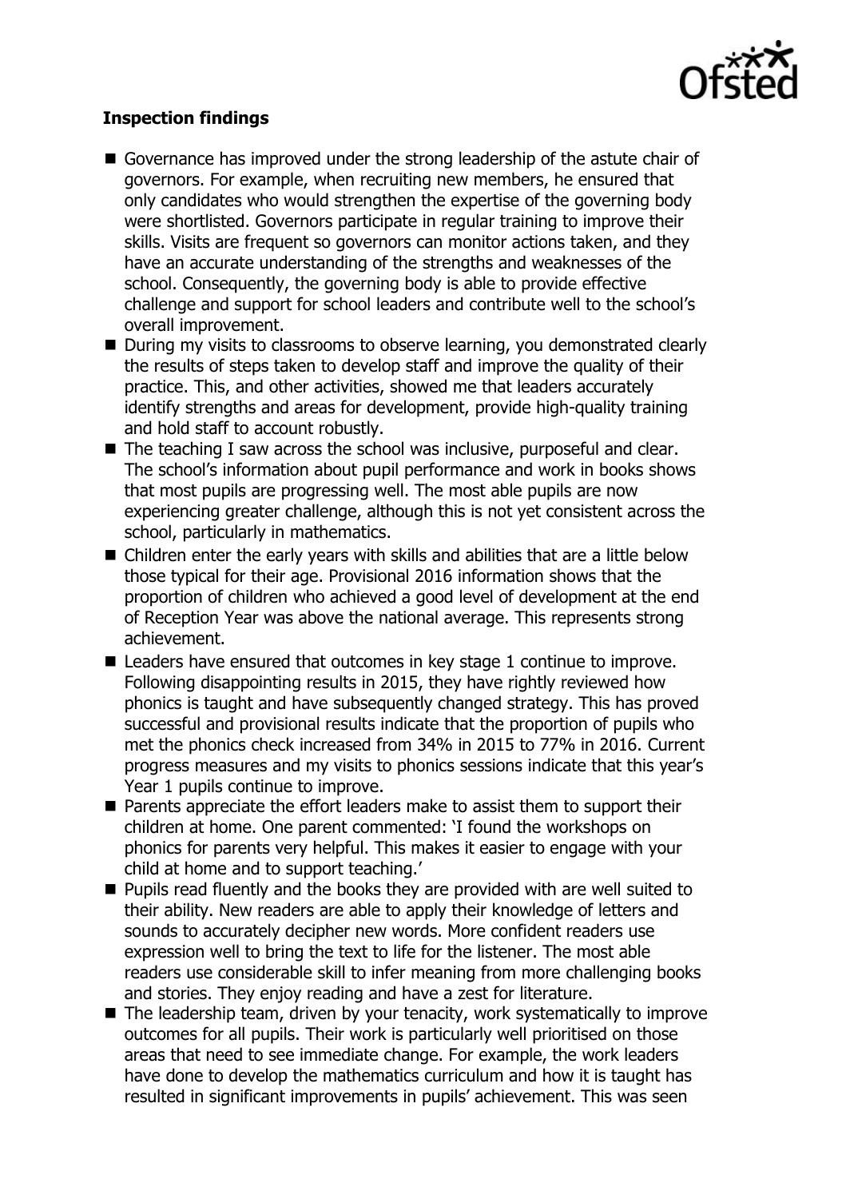**Inspection findings**

- Governance has improved under the strong leadership of the astute chair of governors. For example, when recruiting new members, he ensured that only candidates who would strengthen the expertise of the governing body were shortlisted. Governors participate in regular training to improve their skills. Visits are frequent so governors can monitor actions taken, and they have an accurate understanding of the strengths and weaknesses of the school. Consequently, the governing body is able to provide effective challenge and support for school leaders and contribute well to the school's overall improvement.
- During my visits to classrooms to observe learning, you demonstrated clearly the results of steps taken to develop staff and improve the quality of their practice. This, and other activities, showed me that leaders accurately identify strengths and areas for development, provide high-quality training and hold staff to account robustly.
- The teaching I saw across the school was inclusive, purposeful and clear. The school's information about pupil performance and work in books shows that most pupils are progressing well. The most able pupils are now experiencing greater challenge, although this is not yet consistent across the school, particularly in mathematics.
- Children enter the early years with skills and abilities that are a little below those typical for their age. Provisional 2016 information shows that the proportion of children who achieved a good level of development at the end of Reception Year was above the national average. This represents strong achievement.
- Leaders have ensured that outcomes in key stage 1 continue to improve. Following disappointing results in 2015, they have rightly reviewed how phonics is taught and have subsequently changed strategy. This has proved successful and provisional results indicate that the proportion of pupils who met the phonics check increased from 34% in 2015 to 77% in 2016. Current progress measures and my visits to phonics sessions indicate that this year's Year 1 pupils continue to improve.
- Parents appreciate the effort leaders make to assist them to support their children at home. One parent commented: 'I found the workshops on phonics for parents very helpful. This makes it easier to engage with your child at home and to support teaching.'
- Pupils read fluently and the books they are provided with are well suited to their ability. New readers are able to apply their knowledge of letters and sounds to accurately decipher new words. More confident readers use expression well to bring the text to life for the listener. The most able readers use considerable skill to infer meaning from more challenging books and stories. They enjoy reading and have a zest for literature.
- The leadership team, driven by your tenacity, work systematically to improve outcomes for all pupils. Their work is particularly well prioritised on those areas that need to see immediate change. For example, the work leaders have done to develop the mathematics curriculum and how it is taught has resulted in significant improvements in pupils' achievement. This was seen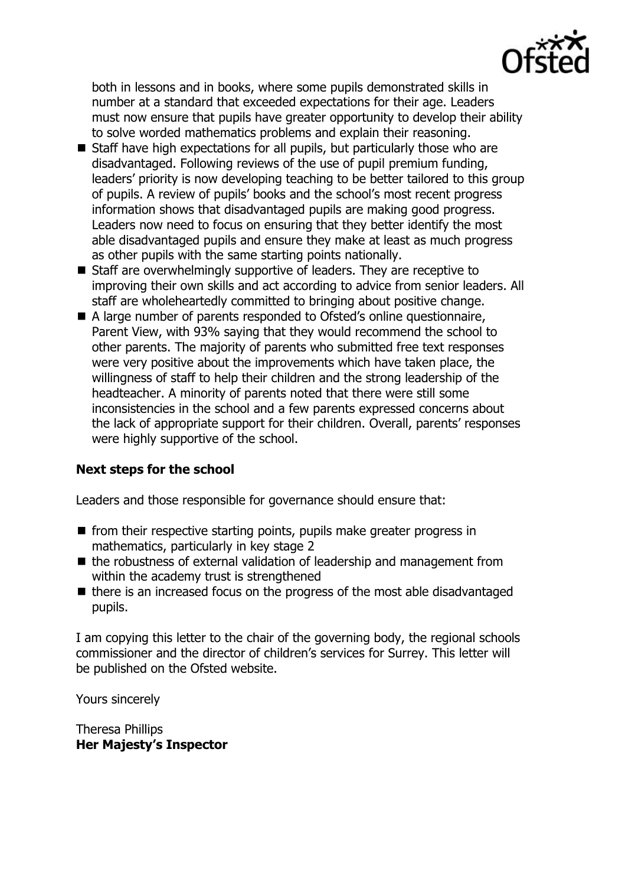both in lessons and in books, where some pupils demonstrated skills in number at a standard that exceeded expectations for their age. Leaders must now ensure that pupils have greater opportunity to develop their ability to solve worded mathematics problems and explain their reasoning.

- Staff have high expectations for all pupils, but particularly those who are disadvantaged. Following reviews of the use of pupil premium funding, leaders' priority is now developing teaching to be better tailored to this group of pupils. A review of pupils' books and the school's most recent progress information shows that disadvantaged pupils are making good progress. Leaders now need to focus on ensuring that they better identify the most able disadvantaged pupils and ensure they make at least as much progress as other pupils with the same starting points nationally.
- Staff are overwhelmingly supportive of leaders. They are receptive to improving their own skills and act according to advice from senior leaders. All staff are wholeheartedly committed to bringing about positive change.
- A large number of parents responded to Ofsted's online questionnaire, Parent View, with 93% saying that they would recommend the school to other parents. The majority of parents who submitted free text responses were very positive about the improvements which have taken place, the willingness of staff to help their children and the strong leadership of the headteacher. A minority of parents noted that there were still some inconsistencies in the school and a few parents expressed concerns about the lack of appropriate support for their children. Overall, parents' responses were highly supportive of the school.

### Next steps for the school

Leaders and those responsible for governance should ensure that:

- from their respective starting points, pupils make greater progress in mathematics, particularly in key stage 2
- the robustness of external validation of leadership and management from within the academy trust is strengthened
- there is an increased focus on the progress of the most able disadvantaged pupils.

I am copying this letter to the chair of the governing body, the regional schools commissioner and the director of children's services for Surrey. This letter will be published on the Ofsted website.

Yours sincerely

Theresa Phillips
**Her Majesty's Inspector**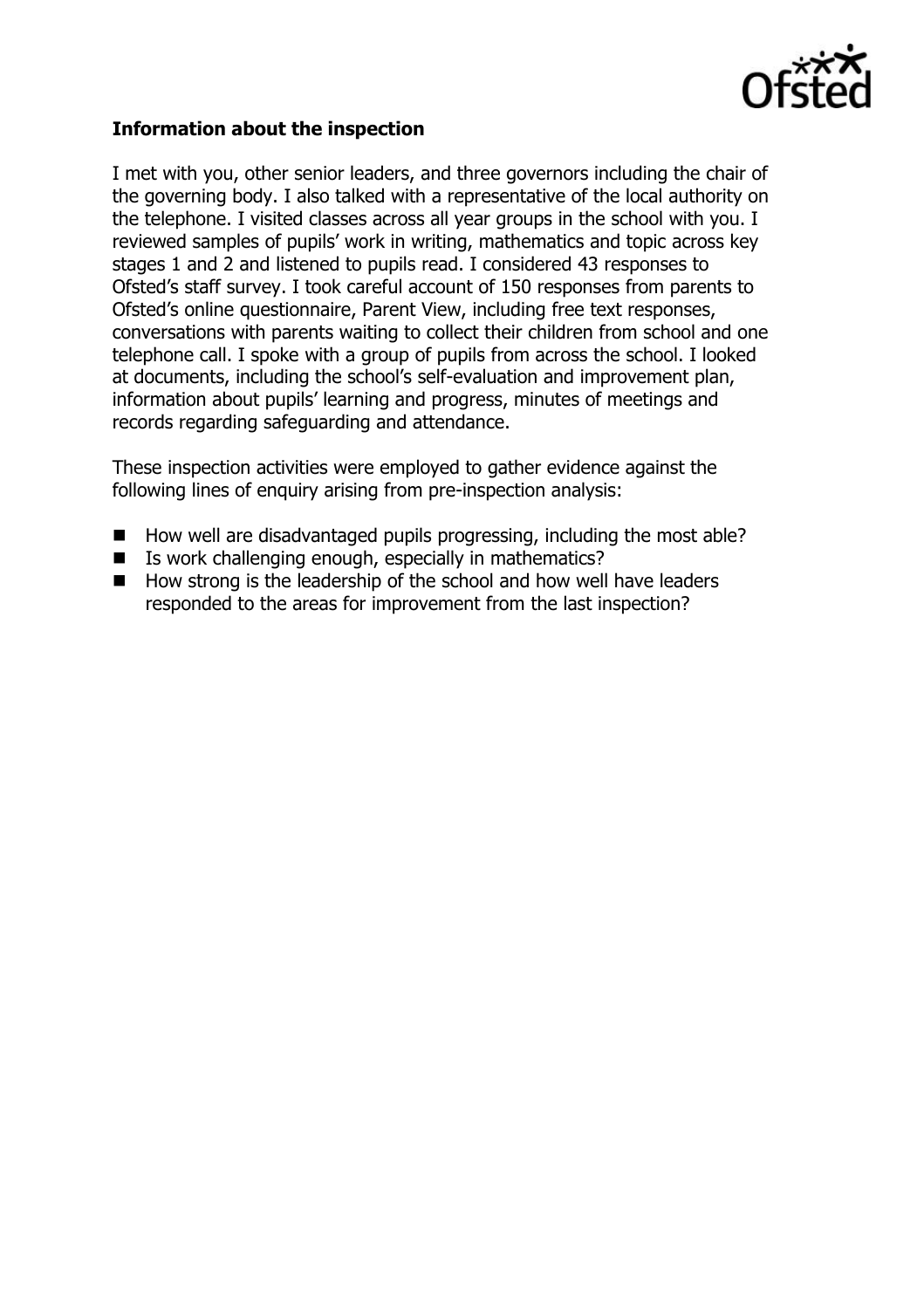**Information about the inspection**

I met with you, other senior leaders, and three governors including the chair of the governing body. I also talked with a representative of the local authority on the telephone. I visited classes across all year groups in the school with you. I reviewed samples of pupils' work in writing, mathematics and topic across key stages 1 and 2 and listened to pupils read. I considered 43 responses to Ofsted's staff survey. I took careful account of 150 responses from parents to Ofsted's online questionnaire, Parent View, including free text responses, conversations with parents waiting to collect their children from school and one telephone call. I spoke with a group of pupils from across the school. I looked at documents, including the school's self-evaluation and improvement plan, information about pupils' learning and progress, minutes of meetings and records regarding safeguarding and attendance.

These inspection activities were employed to gather evidence against the following lines of enquiry arising from pre-inspection analysis:

- How well are disadvantaged pupils progressing, including the most able?
- Is work challenging enough, especially in mathematics?
- How strong is the leadership of the school and how well have leaders responded to the areas for improvement from the last inspection?